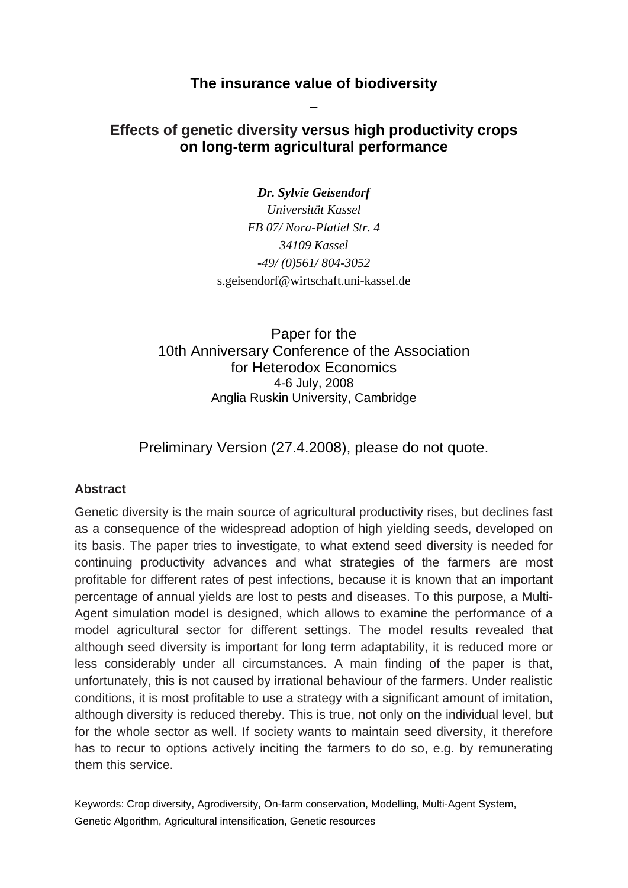# The insurance value of biodiversity

–

# Effects of genetic diversity versus high productivity crops on long-term agricultural performance

***Dr. Sylvie Geisendorf***

*Universität Kassel*

*FB 07/ Nora-Platiel Str. 4*

*34109 Kassel*

*-49/ (0)561/ 804-3052*

s.geisendorf@wirtschaft.uni-kassel.de

Paper for the
10th Anniversary Conference of the Association for Heterodox Economics
4-6 July, 2008
Anglia Ruskin University, Cambridge

Preliminary Version (27.4.2008), please do not quote.

**Abstract**

Genetic diversity is the main source of agricultural productivity rises, but declines fast as a consequence of the widespread adoption of high yielding seeds, developed on its basis. The paper tries to investigate, to what extend seed diversity is needed for continuing productivity advances and what strategies of the farmers are most profitable for different rates of pest infections, because it is known that an important percentage of annual yields are lost to pests and diseases. To this purpose, a Multi-Agent simulation model is designed, which allows to examine the performance of a model agricultural sector for different settings. The model results revealed that although seed diversity is important for long term adaptability, it is reduced more or less considerably under all circumstances. A main finding of the paper is that, unfortunately, this is not caused by irrational behaviour of the farmers. Under realistic conditions, it is most profitable to use a strategy with a significant amount of imitation, although diversity is reduced thereby. This is true, not only on the individual level, but for the whole sector as well. If society wants to maintain seed diversity, it therefore has to recur to options actively inciting the farmers to do so, e.g. by remunerating them this service.

Keywords: Crop diversity, Agrodiversity, On-farm conservation, Modelling, Multi-Agent System, Genetic Algorithm, Agricultural intensification, Genetic resources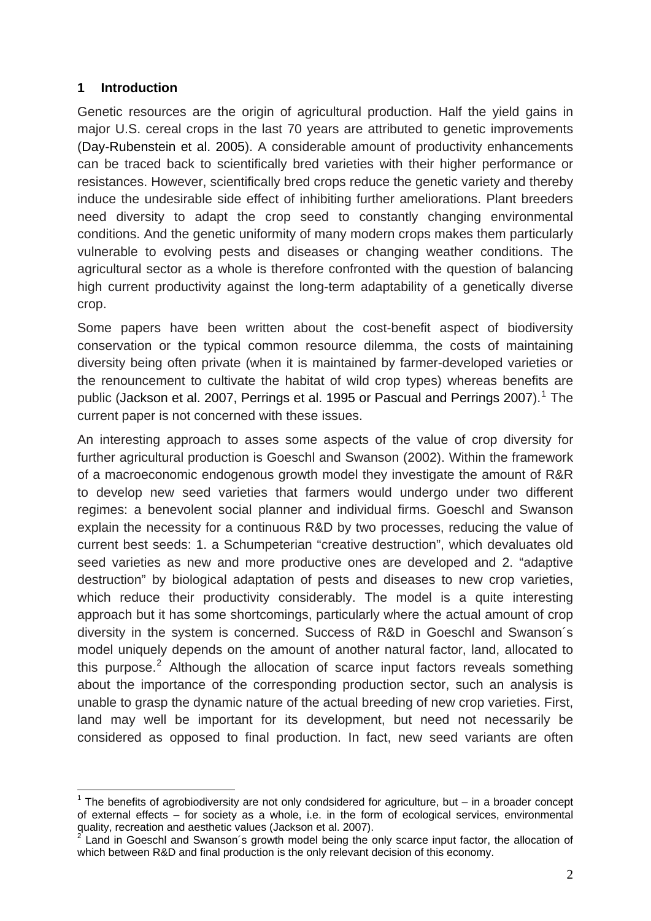## 1 Introduction

Genetic resources are the origin of agricultural production. Half the yield gains in major U.S. cereal crops in the last 70 years are attributed to genetic improvements (Day-Rubenstein et al. 2005). A considerable amount of productivity enhancements can be traced back to scientifically bred varieties with their higher performance or resistances. However, scientifically bred crops reduce the genetic variety and thereby induce the undesirable side effect of inhibiting further ameliorations. Plant breeders need diversity to adapt the crop seed to constantly changing environmental conditions. And the genetic uniformity of many modern crops makes them particularly vulnerable to evolving pests and diseases or changing weather conditions. The agricultural sector as a whole is therefore confronted with the question of balancing high current productivity against the long-term adaptability of a genetically diverse crop.

Some papers have been written about the cost-benefit aspect of biodiversity conservation or the typical common resource dilemma, the costs of maintaining diversity being often private (when it is maintained by farmer-developed varieties or the renouncement to cultivate the habitat of wild crop types) whereas benefits are public (Jackson et al. 2007, Perrings et al. 1995 or Pascual and Perrings 2007).[1] The current paper is not concerned with these issues.

An interesting approach to asses some aspects of the value of crop diversity for further agricultural production is Goeschl and Swanson (2002). Within the framework of a macroeconomic endogenous growth model they investigate the amount of R&R to develop new seed varieties that farmers would undergo under two different regimes: a benevolent social planner and individual firms. Goeschl and Swanson explain the necessity for a continuous R&D by two processes, reducing the value of current best seeds: 1. a Schumpeterian "creative destruction", which devaluates old seed varieties as new and more productive ones are developed and 2. "adaptive destruction" by biological adaptation of pests and diseases to new crop varieties, which reduce their productivity considerably. The model is a quite interesting approach but it has some shortcomings, particularly where the actual amount of crop diversity in the system is concerned. Success of R&D in Goeschl and Swanson´s model uniquely depends on the amount of another natural factor, land, allocated to this purpose.[2] Although the allocation of scarce input factors reveals something about the importance of the corresponding production sector, such an analysis is unable to grasp the dynamic nature of the actual breeding of new crop varieties. First, land may well be important for its development, but need not necessarily be considered as opposed to final production. In fact, new seed variants are often

[1] The benefits of agrobiodiversity are not only condsidered for agriculture, but – in a broader concept of external effects – for society as a whole, i.e. in the form of ecological services, environmental quality, recreation and aesthetic values (Jackson et al. 2007).

[2] Land in Goeschl and Swanson´s growth model being the only scarce input factor, the allocation of which between R&D and final production is the only relevant decision of this economy.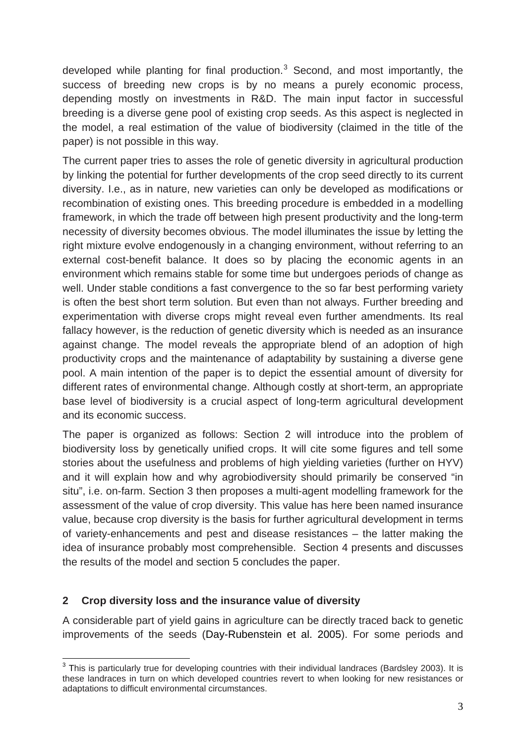developed while planting for final production.[3] Second, and most importantly, the success of breeding new crops is by no means a purely economic process, depending mostly on investments in R&D. The main input factor in successful breeding is a diverse gene pool of existing crop seeds. As this aspect is neglected in the model, a real estimation of the value of biodiversity (claimed in the title of the paper) is not possible in this way.

The current paper tries to asses the role of genetic diversity in agricultural production by linking the potential for further developments of the crop seed directly to its current diversity. I.e., as in nature, new varieties can only be developed as modifications or recombination of existing ones. This breeding procedure is embedded in a modelling framework, in which the trade off between high present productivity and the long-term necessity of diversity becomes obvious. The model illuminates the issue by letting the right mixture evolve endogenously in a changing environment, without referring to an external cost-benefit balance. It does so by placing the economic agents in an environment which remains stable for some time but undergoes periods of change as well. Under stable conditions a fast convergence to the so far best performing variety is often the best short term solution. But even than not always. Further breeding and experimentation with diverse crops might reveal even further amendments. Its real fallacy however, is the reduction of genetic diversity which is needed as an insurance against change. The model reveals the appropriate blend of an adoption of high productivity crops and the maintenance of adaptability by sustaining a diverse gene pool. A main intention of the paper is to depict the essential amount of diversity for different rates of environmental change. Although costly at short-term, an appropriate base level of biodiversity is a crucial aspect of long-term agricultural development and its economic success.

The paper is organized as follows: Section 2 will introduce into the problem of biodiversity loss by genetically unified crops. It will cite some figures and tell some stories about the usefulness and problems of high yielding varieties (further on HYV) and it will explain how and why agrobiodiversity should primarily be conserved "in situ", i.e. on-farm. Section 3 then proposes a multi-agent modelling framework for the assessment of the value of crop diversity. This value has here been named insurance value, because crop diversity is the basis for further agricultural development in terms of variety-enhancements and pest and disease resistances – the latter making the idea of insurance probably most comprehensible. Section 4 presents and discusses the results of the model and section 5 concludes the paper.

## 2 Crop diversity loss and the insurance value of diversity

A considerable part of yield gains in agriculture can be directly traced back to genetic improvements of the seeds (Day-Rubenstein et al. 2005). For some periods and

[3] This is particularly true for developing countries with their individual landraces (Bardsley 2003). It is these landraces in turn on which developed countries revert to when looking for new resistances or adaptations to difficult environmental circumstances.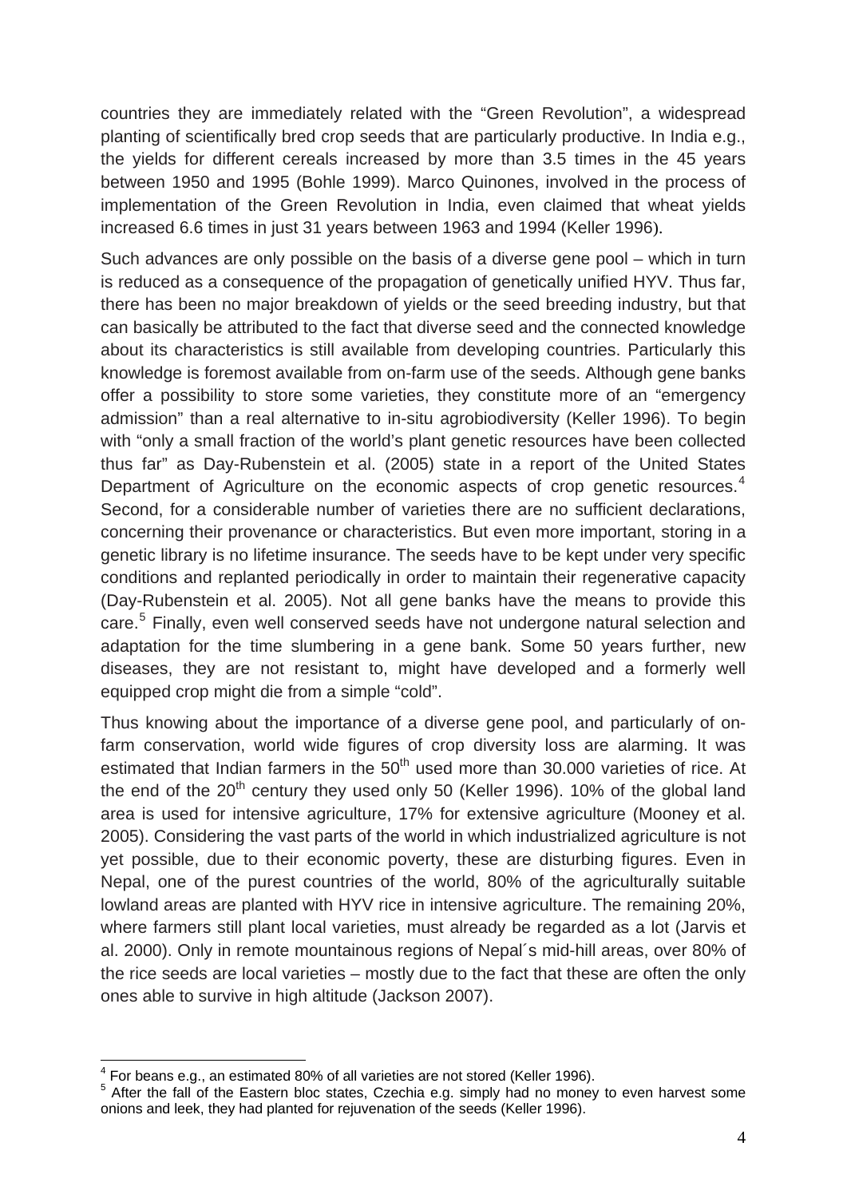countries they are immediately related with the "Green Revolution", a widespread planting of scientifically bred crop seeds that are particularly productive. In India e.g., the yields for different cereals increased by more than 3.5 times in the 45 years between 1950 and 1995 (Bohle 1999). Marco Quinones, involved in the process of implementation of the Green Revolution in India, even claimed that wheat yields increased 6.6 times in just 31 years between 1963 and 1994 (Keller 1996).

Such advances are only possible on the basis of a diverse gene pool – which in turn is reduced as a consequence of the propagation of genetically unified HYV. Thus far, there has been no major breakdown of yields or the seed breeding industry, but that can basically be attributed to the fact that diverse seed and the connected knowledge about its characteristics is still available from developing countries. Particularly this knowledge is foremost available from on-farm use of the seeds. Although gene banks offer a possibility to store some varieties, they constitute more of an "emergency admission" than a real alternative to in-situ agrobiodiversity (Keller 1996). To begin with "only a small fraction of the world's plant genetic resources have been collected thus far" as Day-Rubenstein et al. (2005) state in a report of the United States Department of Agriculture on the economic aspects of crop genetic resources.[4] Second, for a considerable number of varieties there are no sufficient declarations, concerning their provenance or characteristics. But even more important, storing in a genetic library is no lifetime insurance. The seeds have to be kept under very specific conditions and replanted periodically in order to maintain their regenerative capacity (Day-Rubenstein et al. 2005). Not all gene banks have the means to provide this care.[5] Finally, even well conserved seeds have not undergone natural selection and adaptation for the time slumbering in a gene bank. Some 50 years further, new diseases, they are not resistant to, might have developed and a formerly well equipped crop might die from a simple "cold".

Thus knowing about the importance of a diverse gene pool, and particularly of on-farm conservation, world wide figures of crop diversity loss are alarming. It was estimated that Indian farmers in the 50th used more than 30.000 varieties of rice. At the end of the 20th century they used only 50 (Keller 1996). 10% of the global land area is used for intensive agriculture, 17% for extensive agriculture (Mooney et al. 2005). Considering the vast parts of the world in which industrialized agriculture is not yet possible, due to their economic poverty, these are disturbing figures. Even in Nepal, one of the purest countries of the world, 80% of the agriculturally suitable lowland areas are planted with HYV rice in intensive agriculture. The remaining 20%, where farmers still plant local varieties, must already be regarded as a lot (Jarvis et al. 2000). Only in remote mountainous regions of Nepal´s mid-hill areas, over 80% of the rice seeds are local varieties – mostly due to the fact that these are often the only ones able to survive in high altitude (Jackson 2007).

---

[4] For beans e.g., an estimated 80% of all varieties are not stored (Keller 1996).

[5] After the fall of the Eastern bloc states, Czechia e.g. simply had no money to even harvest some onions and leek, they had planted for rejuvenation of the seeds (Keller 1996).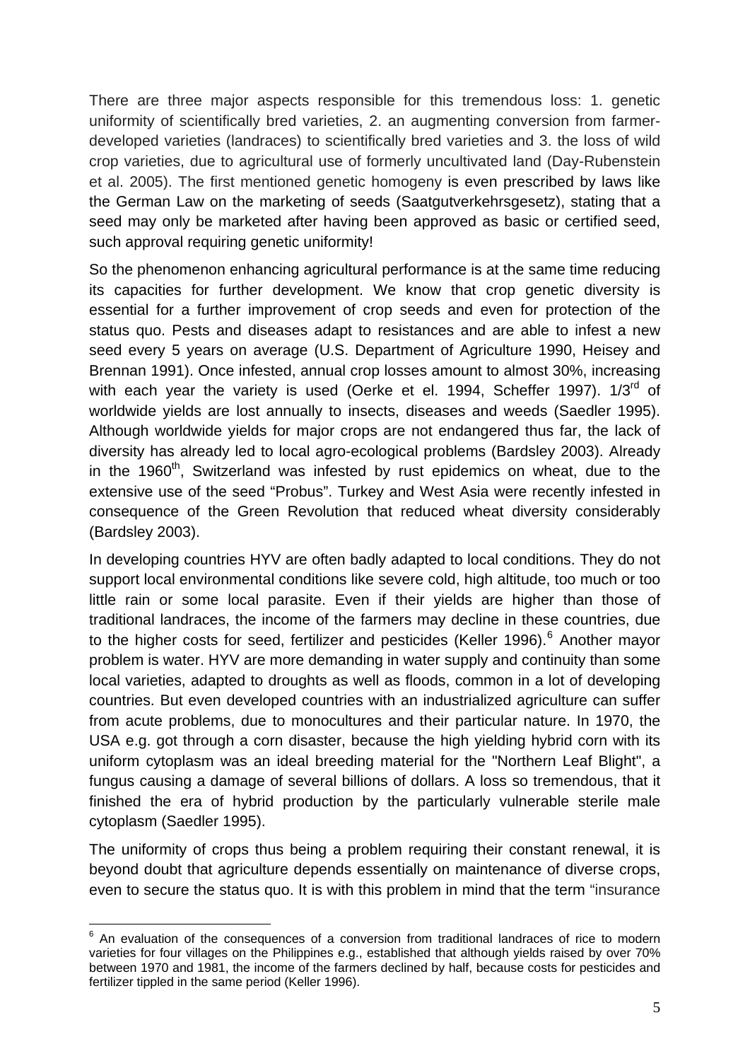There are three major aspects responsible for this tremendous loss: 1. genetic uniformity of scientifically bred varieties, 2. an augmenting conversion from farmer-developed varieties (landraces) to scientifically bred varieties and 3. the loss of wild crop varieties, due to agricultural use of formerly uncultivated land (Day-Rubenstein et al. 2005). The first mentioned genetic homogeny is even prescribed by laws like the German Law on the marketing of seeds (Saatgutverkehrsgesetz), stating that a seed may only be marketed after having been approved as basic or certified seed, such approval requiring genetic uniformity!

So the phenomenon enhancing agricultural performance is at the same time reducing its capacities for further development. We know that crop genetic diversity is essential for a further improvement of crop seeds and even for protection of the status quo. Pests and diseases adapt to resistances and are able to infest a new seed every 5 years on average (U.S. Department of Agriculture 1990, Heisey and Brennan 1991). Once infested, annual crop losses amount to almost 30%, increasing with each year the variety is used (Oerke et el. 1994, Scheffer 1997). 1/3rd of worldwide yields are lost annually to insects, diseases and weeds (Saedler 1995). Although worldwide yields for major crops are not endangered thus far, the lack of diversity has already led to local agro-ecological problems (Bardsley 2003). Already in the 1960th, Switzerland was infested by rust epidemics on wheat, due to the extensive use of the seed "Probus". Turkey and West Asia were recently infested in consequence of the Green Revolution that reduced wheat diversity considerably (Bardsley 2003).

In developing countries HYV are often badly adapted to local conditions. They do not support local environmental conditions like severe cold, high altitude, too much or too little rain or some local parasite. Even if their yields are higher than those of traditional landraces, the income of the farmers may decline in these countries, due to the higher costs for seed, fertilizer and pesticides (Keller 1996).[6] Another mayor problem is water. HYV are more demanding in water supply and continuity than some local varieties, adapted to droughts as well as floods, common in a lot of developing countries. But even developed countries with an industrialized agriculture can suffer from acute problems, due to monocultures and their particular nature. In 1970, the USA e.g. got through a corn disaster, because the high yielding hybrid corn with its uniform cytoplasm was an ideal breeding material for the "Northern Leaf Blight", a fungus causing a damage of several billions of dollars. A loss so tremendous, that it finished the era of hybrid production by the particularly vulnerable sterile male cytoplasm (Saedler 1995).

The uniformity of crops thus being a problem requiring their constant renewal, it is beyond doubt that agriculture depends essentially on maintenance of diverse crops, even to secure the status quo. It is with this problem in mind that the term "insurance

---

[6] An evaluation of the consequences of a conversion from traditional landraces of rice to modern varieties for four villages on the Philippines e.g., established that although yields raised by over 70% between 1970 and 1981, the income of the farmers declined by half, because costs for pesticides and fertilizer tippled in the same period (Keller 1996).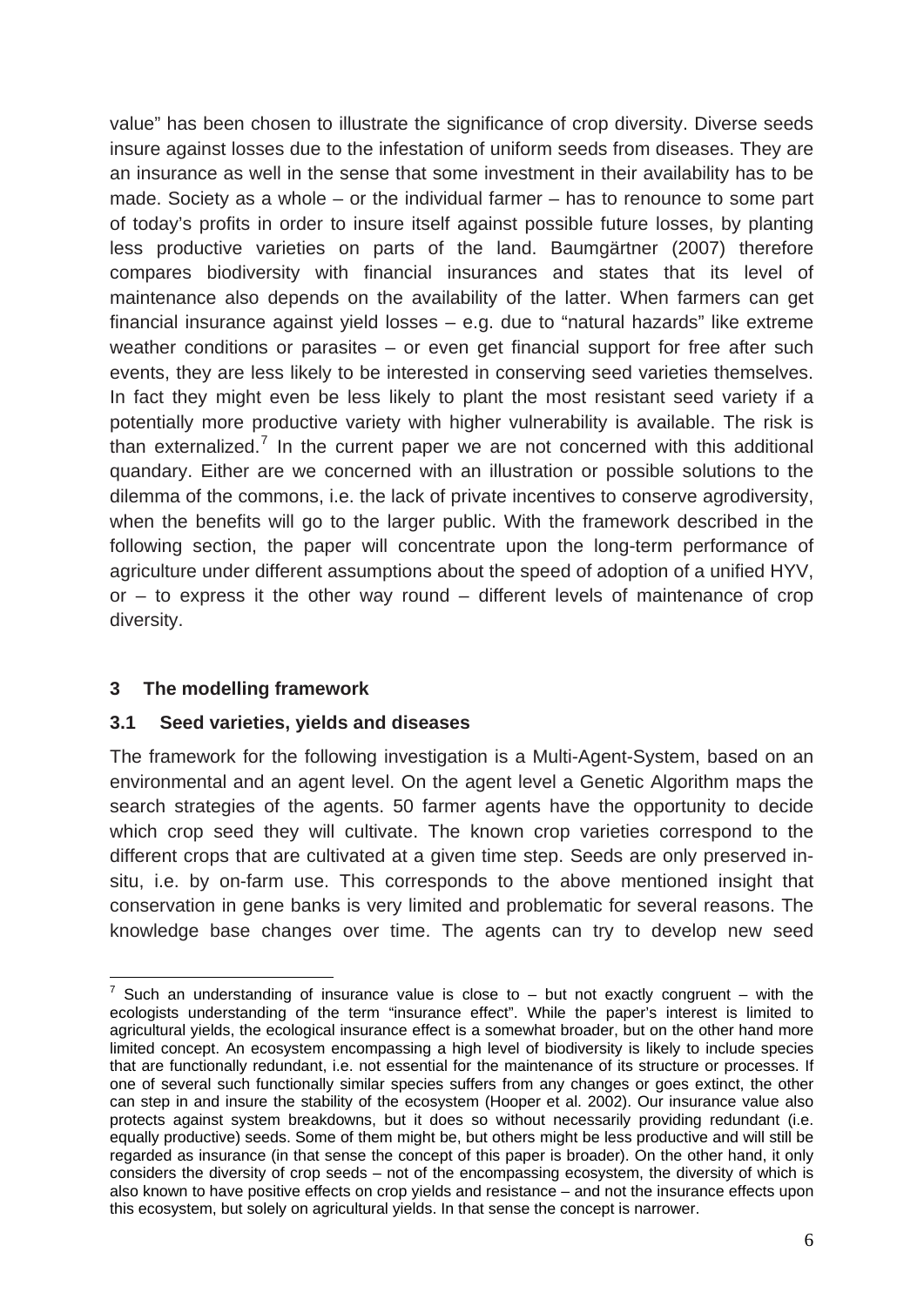value" has been chosen to illustrate the significance of crop diversity. Diverse seeds insure against losses due to the infestation of uniform seeds from diseases. They are an insurance as well in the sense that some investment in their availability has to be made. Society as a whole – or the individual farmer – has to renounce to some part of today's profits in order to insure itself against possible future losses, by planting less productive varieties on parts of the land. Baumgärtner (2007) therefore compares biodiversity with financial insurances and states that its level of maintenance also depends on the availability of the latter. When farmers can get financial insurance against yield losses – e.g. due to "natural hazards" like extreme weather conditions or parasites – or even get financial support for free after such events, they are less likely to be interested in conserving seed varieties themselves. In fact they might even be less likely to plant the most resistant seed variety if a potentially more productive variety with higher vulnerability is available. The risk is than externalized.[7] In the current paper we are not concerned with this additional quandary. Either are we concerned with an illustration or possible solutions to the dilemma of the commons, i.e. the lack of private incentives to conserve agrodiversity, when the benefits will go to the larger public. With the framework described in the following section, the paper will concentrate upon the long-term performance of agriculture under different assumptions about the speed of adoption of a unified HYV, or – to express it the other way round – different levels of maintenance of crop diversity.

## 3 The modelling framework

### 3.1 Seed varieties, yields and diseases

The framework for the following investigation is a Multi-Agent-System, based on an environmental and an agent level. On the agent level a Genetic Algorithm maps the search strategies of the agents. 50 farmer agents have the opportunity to decide which crop seed they will cultivate. The known crop varieties correspond to the different crops that are cultivated at a given time step. Seeds are only preserved in-situ, i.e. by on-farm use. This corresponds to the above mentioned insight that conservation in gene banks is very limited and problematic for several reasons. The knowledge base changes over time. The agents can try to develop new seed

[7] Such an understanding of insurance value is close to – but not exactly congruent – with the ecologists understanding of the term "insurance effect". While the paper's interest is limited to agricultural yields, the ecological insurance effect is a somewhat broader, but on the other hand more limited concept. An ecosystem encompassing a high level of biodiversity is likely to include species that are functionally redundant, i.e. not essential for the maintenance of its structure or processes. If one of several such functionally similar species suffers from any changes or goes extinct, the other can step in and insure the stability of the ecosystem (Hooper et al. 2002). Our insurance value also protects against system breakdowns, but it does so without necessarily providing redundant (i.e. equally productive) seeds. Some of them might be, but others might be less productive and will still be regarded as insurance (in that sense the concept of this paper is broader). On the other hand, it only considers the diversity of crop seeds – not of the encompassing ecosystem, the diversity of which is also known to have positive effects on crop yields and resistance – and not the insurance effects upon this ecosystem, but solely on agricultural yields. In that sense the concept is narrower.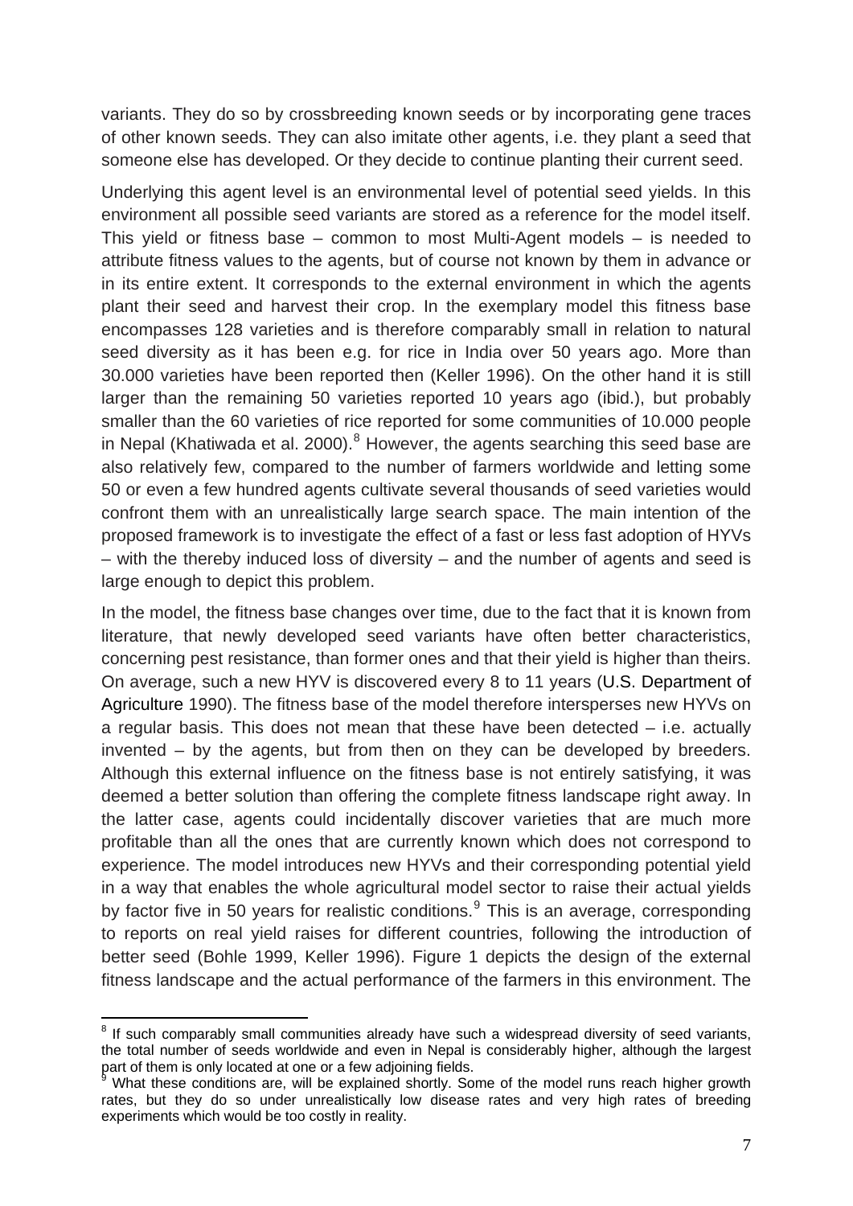variants. They do so by crossbreeding known seeds or by incorporating gene traces of other known seeds. They can also imitate other agents, i.e. they plant a seed that someone else has developed. Or they decide to continue planting their current seed.

Underlying this agent level is an environmental level of potential seed yields. In this environment all possible seed variants are stored as a reference for the model itself. This yield or fitness base – common to most Multi-Agent models – is needed to attribute fitness values to the agents, but of course not known by them in advance or in its entire extent. It corresponds to the external environment in which the agents plant their seed and harvest their crop. In the exemplary model this fitness base encompasses 128 varieties and is therefore comparably small in relation to natural seed diversity as it has been e.g. for rice in India over 50 years ago. More than 30.000 varieties have been reported then (Keller 1996). On the other hand it is still larger than the remaining 50 varieties reported 10 years ago (ibid.), but probably smaller than the 60 varieties of rice reported for some communities of 10.000 people in Nepal (Khatiwada et al. 2000).[8] However, the agents searching this seed base are also relatively few, compared to the number of farmers worldwide and letting some 50 or even a few hundred agents cultivate several thousands of seed varieties would confront them with an unrealistically large search space. The main intention of the proposed framework is to investigate the effect of a fast or less fast adoption of HYVs – with the thereby induced loss of diversity – and the number of agents and seed is large enough to depict this problem.

In the model, the fitness base changes over time, due to the fact that it is known from literature, that newly developed seed variants have often better characteristics, concerning pest resistance, than former ones and that their yield is higher than theirs. On average, such a new HYV is discovered every 8 to 11 years (U.S. Department of Agriculture 1990). The fitness base of the model therefore intersperses new HYVs on a regular basis. This does not mean that these have been detected – i.e. actually invented – by the agents, but from then on they can be developed by breeders. Although this external influence on the fitness base is not entirely satisfying, it was deemed a better solution than offering the complete fitness landscape right away. In the latter case, agents could incidentally discover varieties that are much more profitable than all the ones that are currently known which does not correspond to experience. The model introduces new HYVs and their corresponding potential yield in a way that enables the whole agricultural model sector to raise their actual yields by factor five in 50 years for realistic conditions.[9] This is an average, corresponding to reports on real yield raises for different countries, following the introduction of better seed (Bohle 1999, Keller 1996). Figure 1 depicts the design of the external fitness landscape and the actual performance of the farmers in this environment. The

---

[8] If such comparably small communities already have such a widespread diversity of seed variants, the total number of seeds worldwide and even in Nepal is considerably higher, although the largest part of them is only located at one or a few adjoining fields.

[9] What these conditions are, will be explained shortly. Some of the model runs reach higher growth rates, but they do so under unrealistically low disease rates and very high rates of breeding experiments which would be too costly in reality.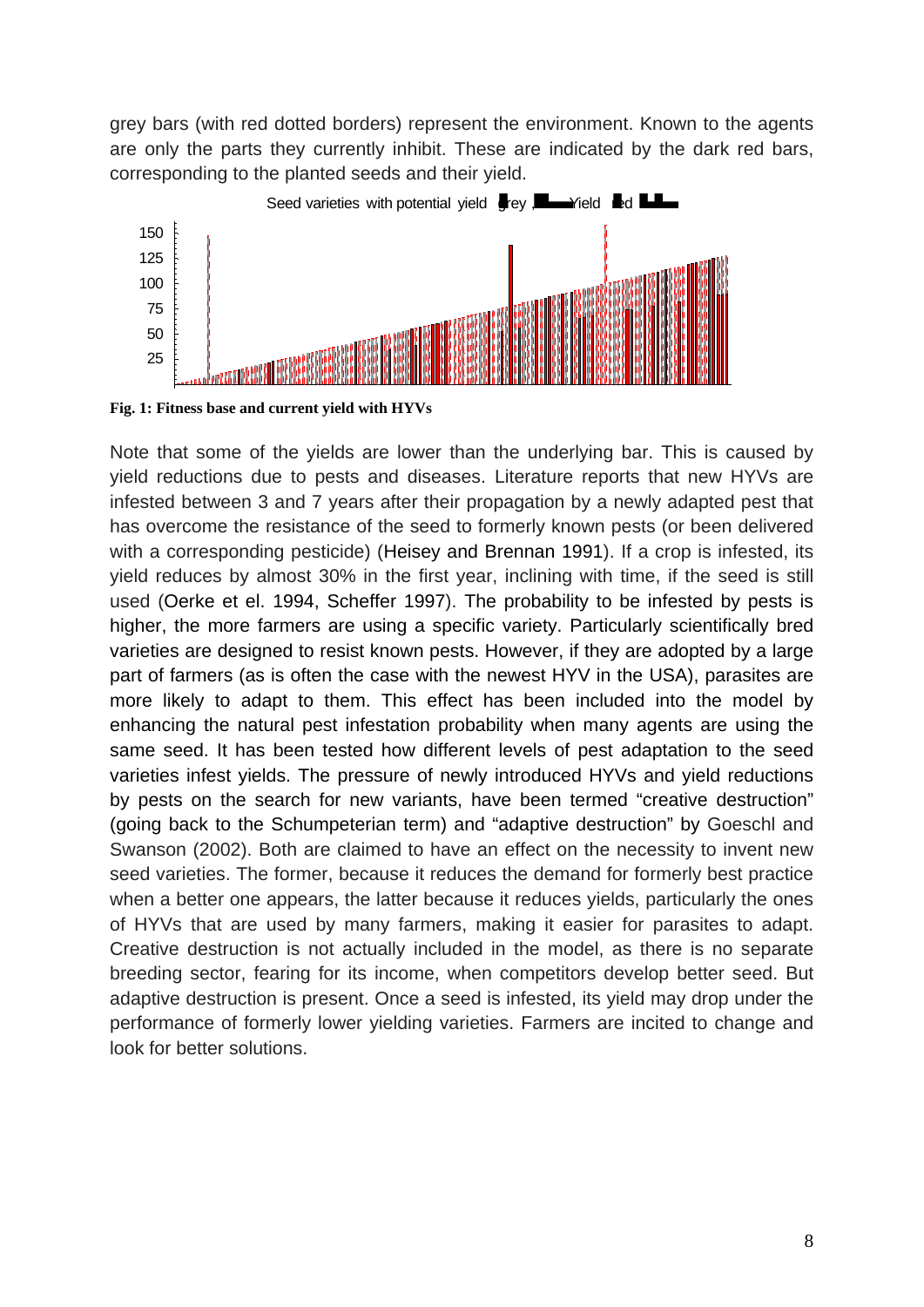grey bars (with red dotted borders) represent the environment. Known to the agents are only the parts they currently inhibit. These are indicated by the dark red bars, corresponding to the planted seeds and their yield.

**Fig. 1: Fitness base and current yield with HYVs**

Note that some of the yields are lower than the underlying bar. This is caused by yield reductions due to pests and diseases. Literature reports that new HYVs are infested between 3 and 7 years after their propagation by a newly adapted pest that has overcome the resistance of the seed to formerly known pests (or been delivered with a corresponding pesticide) (Heisey and Brennan 1991). If a crop is infested, its yield reduces by almost 30% in the first year, inclining with time, if the seed is still used (Oerke et el. 1994, Scheffer 1997). The probability to be infested by pests is higher, the more farmers are using a specific variety. Particularly scientifically bred varieties are designed to resist known pests. However, if they are adopted by a large part of farmers (as is often the case with the newest HYV in the USA), parasites are more likely to adapt to them. This effect has been included into the model by enhancing the natural pest infestation probability when many agents are using the same seed. It has been tested how different levels of pest adaptation to the seed varieties infest yields. The pressure of newly introduced HYVs and yield reductions by pests on the search for new variants, have been termed "creative destruction" (going back to the Schumpeterian term) and "adaptive destruction" by Goeschl and Swanson (2002). Both are claimed to have an effect on the necessity to invent new seed varieties. The former, because it reduces the demand for formerly best practice when a better one appears, the latter because it reduces yields, particularly the ones of HYVs that are used by many farmers, making it easier for parasites to adapt. Creative destruction is not actually included in the model, as there is no separate breeding sector, fearing for its income, when competitors develop better seed. But adaptive destruction is present. Once a seed is infested, its yield may drop under the performance of formerly lower yielding varieties. Farmers are incited to change and look for better solutions.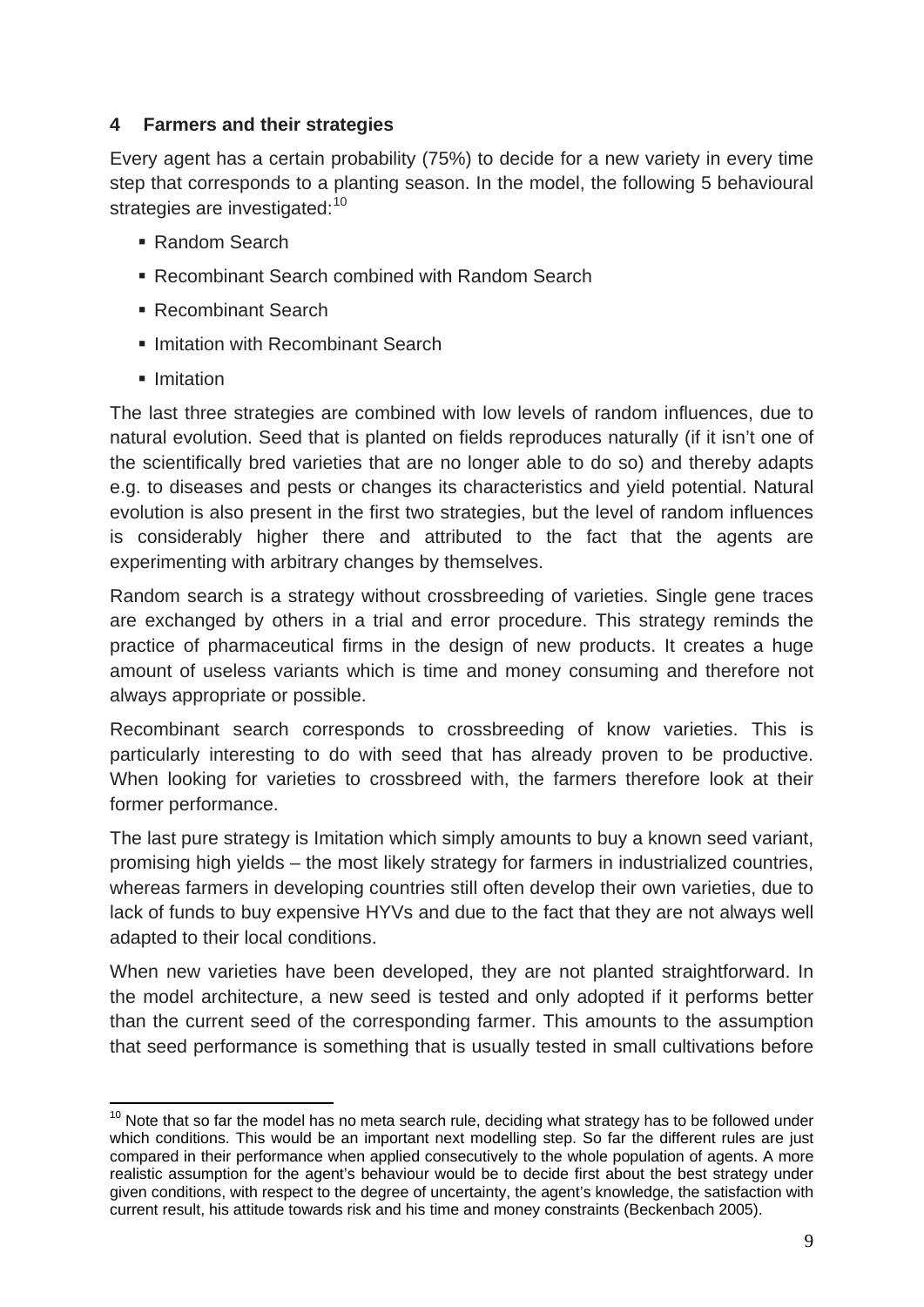## 4 Farmers and their strategies

Every agent has a certain probability (75%) to decide for a new variety in every time step that corresponds to a planting season. In the model, the following 5 behavioural strategies are investigated:[10]

- Random Search
- Recombinant Search combined with Random Search
- Recombinant Search
- Imitation with Recombinant Search
- Imitation

The last three strategies are combined with low levels of random influences, due to natural evolution. Seed that is planted on fields reproduces naturally (if it isn't one of the scientifically bred varieties that are no longer able to do so) and thereby adapts e.g. to diseases and pests or changes its characteristics and yield potential. Natural evolution is also present in the first two strategies, but the level of random influences is considerably higher there and attributed to the fact that the agents are experimenting with arbitrary changes by themselves.

Random search is a strategy without crossbreeding of varieties. Single gene traces are exchanged by others in a trial and error procedure. This strategy reminds the practice of pharmaceutical firms in the design of new products. It creates a huge amount of useless variants which is time and money consuming and therefore not always appropriate or possible.

Recombinant search corresponds to crossbreeding of know varieties. This is particularly interesting to do with seed that has already proven to be productive. When looking for varieties to crossbreed with, the farmers therefore look at their former performance.

The last pure strategy is Imitation which simply amounts to buy a known seed variant, promising high yields – the most likely strategy for farmers in industrialized countries, whereas farmers in developing countries still often develop their own varieties, due to lack of funds to buy expensive HYVs and due to the fact that they are not always well adapted to their local conditions.

When new varieties have been developed, they are not planted straightforward. In the model architecture, a new seed is tested and only adopted if it performs better than the current seed of the corresponding farmer. This amounts to the assumption that seed performance is something that is usually tested in small cultivations before

[10] Note that so far the model has no meta search rule, deciding what strategy has to be followed under which conditions. This would be an important next modelling step. So far the different rules are just compared in their performance when applied consecutively to the whole population of agents. A more realistic assumption for the agent's behaviour would be to decide first about the best strategy under given conditions, with respect to the degree of uncertainty, the agent's knowledge, the satisfaction with current result, his attitude towards risk and his time and money constraints (Beckenbach 2005).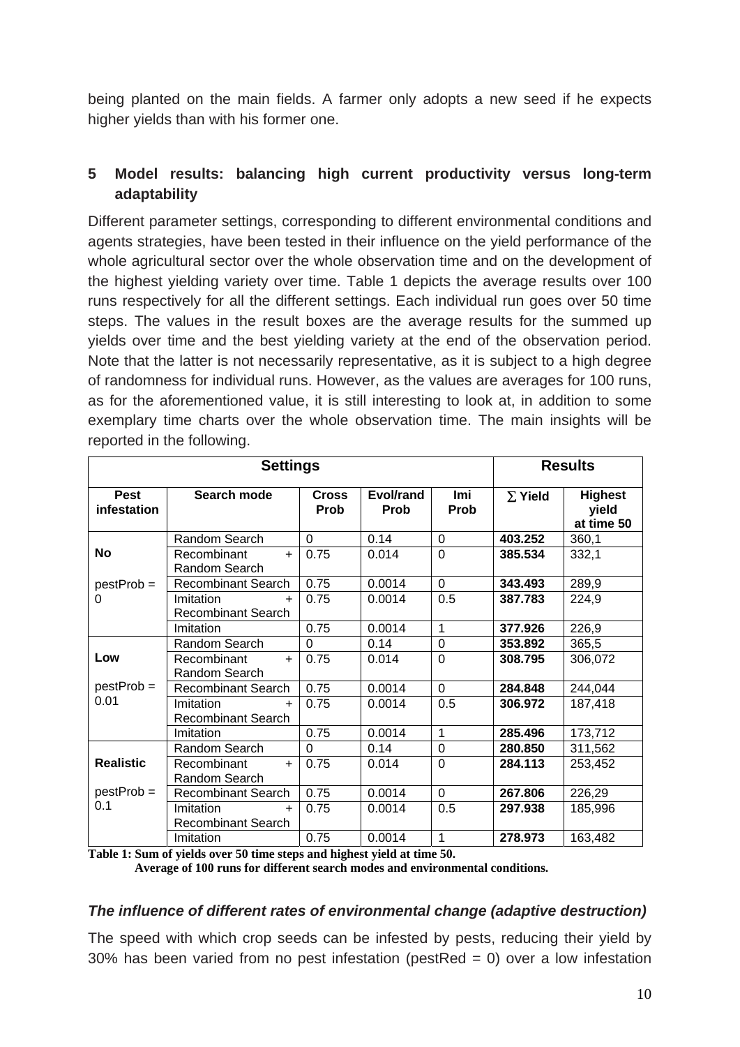being planted on the main fields. A farmer only adopts a new seed if he expects higher yields than with his former one.

## 5 Model results: balancing high current productivity versus long-term adaptability

Different parameter settings, corresponding to different environmental conditions and agents strategies, have been tested in their influence on the yield performance of the whole agricultural sector over the whole observation time and on the development of the highest yielding variety over time. Table 1 depicts the average results over 100 runs respectively for all the different settings. Each individual run goes over 50 time steps. The values in the result boxes are the average results for the summed up yields over time and the best yielding variety at the end of the observation period. Note that the latter is not necessarily representative, as it is subject to a high degree of randomness for individual runs. However, as the values are averages for 100 runs, as for the aforementioned value, it is still interesting to look at, in addition to some exemplary time charts over the whole observation time. The main insights will be reported in the following.

| Settings | | | | | Results | |
|---|---|---|---|---|---|---|
| **Pest infestation** | **Search mode** | **Cross Prob** | **Evol/rand Prob** | **Imi Prob** | **∑ Yield** | **Highest yield at time 50** |
| **No** | Random Search | 0 | 0.14 | 0 | **403.252** | 360,1 |
| | Recombinant + Random Search | 0.75 | 0.014 | 0 | **385.534** | 332,1 |
| pestProb = 0 | Recombinant Search | 0.75 | 0.0014 | 0 | **343.493** | 289,9 |
| | Imitation + Recombinant Search | 0.75 | 0.0014 | 0.5 | **387.783** | 224,9 |
| | Imitation | 0.75 | 0.0014 | 1 | **377.926** | 226,9 |
| **Low** | Random Search | 0 | 0.14 | 0 | **353.892** | 365,5 |
| | Recombinant + Random Search | 0.75 | 0.014 | 0 | **308.795** | 306,072 |
| pestProb = 0.01 | Recombinant Search | 0.75 | 0.0014 | 0 | **284.848** | 244,044 |
| | Imitation + Recombinant Search | 0.75 | 0.0014 | 0.5 | **306.972** | 187,418 |
| | Imitation | 0.75 | 0.0014 | 1 | **285.496** | 173,712 |
| **Realistic** | Random Search | 0 | 0.14 | 0 | **280.850** | 311,562 |
| | Recombinant + Random Search | 0.75 | 0.014 | 0 | **284.113** | 253,452 |
| pestProb = 0.1 | Recombinant Search | 0.75 | 0.0014 | 0 | **267.806** | 226,29 |
| | Imitation + Recombinant Search | 0.75 | 0.0014 | 0.5 | **297.938** | 185,996 |
| | Imitation | 0.75 | 0.0014 | 1 | **278.973** | 163,482 |

**Table 1: Sum of yields over 50 time steps and highest yield at time 50. Average of 100 runs for different search modes and environmental conditions.**

### *The influence of different rates of environmental change (adaptive destruction)*

The speed with which crop seeds can be infested by pests, reducing their yield by 30% has been varied from no pest infestation (pestRed = 0) over a low infestation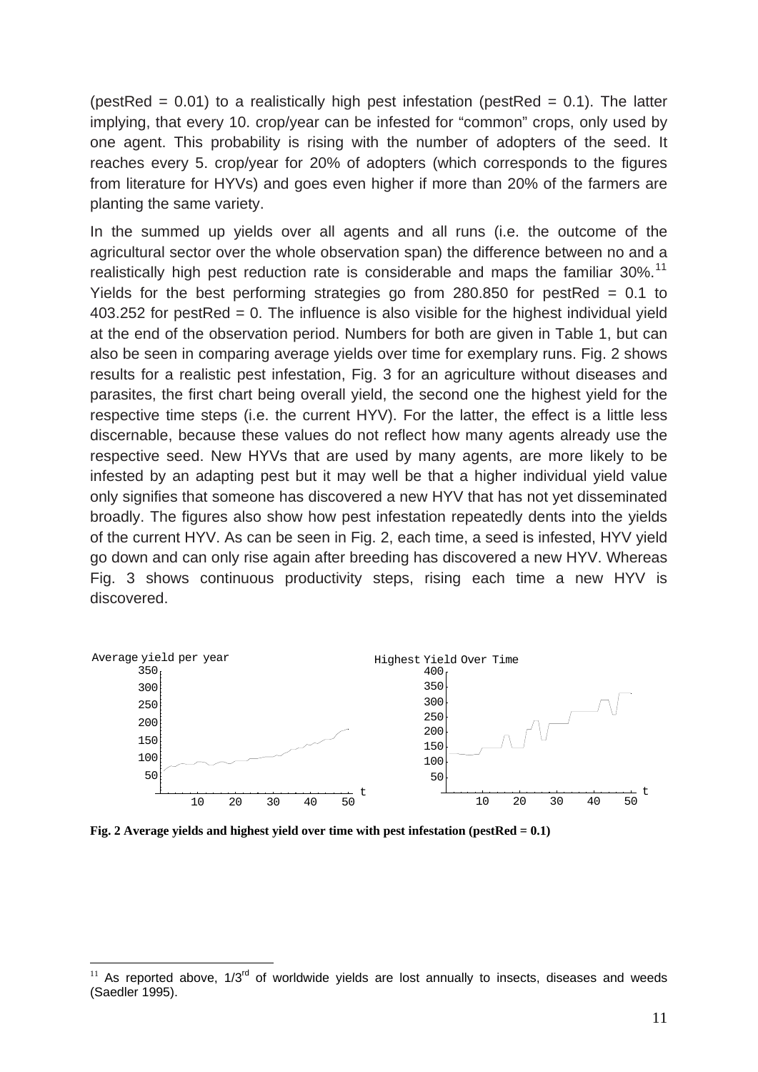(pestRed = 0.01) to a realistically high pest infestation (pestRed = 0.1). The latter implying, that every 10. crop/year can be infested for "common" crops, only used by one agent. This probability is rising with the number of adopters of the seed. It reaches every 5. crop/year for 20% of adopters (which corresponds to the figures from literature for HYVs) and goes even higher if more than 20% of the farmers are planting the same variety.

In the summed up yields over all agents and all runs (i.e. the outcome of the agricultural sector over the whole observation span) the difference between no and a realistically high pest reduction rate is considerable and maps the familiar 30%.[11] Yields for the best performing strategies go from 280.850 for pestRed = 0.1 to 403.252 for pestRed = 0. The influence is also visible for the highest individual yield at the end of the observation period. Numbers for both are given in Table 1, but can also be seen in comparing average yields over time for exemplary runs. Fig. 2 shows results for a realistic pest infestation, Fig. 3 for an agriculture without diseases and parasites, the first chart being overall yield, the second one the highest yield for the respective time steps (i.e. the current HYV). For the latter, the effect is a little less discernable, because these values do not reflect how many agents already use the respective seed. New HYVs that are used by many agents, are more likely to be infested by an adapting pest but it may well be that a higher individual yield value only signifies that someone has discovered a new HYV that has not yet disseminated broadly. The figures also show how pest infestation repeatedly dents into the yields of the current HYV. As can be seen in Fig. 2, each time, a seed is infested, HYV yield go down and can only rise again after breeding has discovered a new HYV. Whereas Fig. 3 shows continuous productivity steps, rising each time a new HYV is discovered.

**Fig. 2 Average yields and highest yield over time with pest infestation (pestRed = 0.1)**

[11] As reported above, 1/3rd of worldwide yields are lost annually to insects, diseases and weeds (Saedler 1995).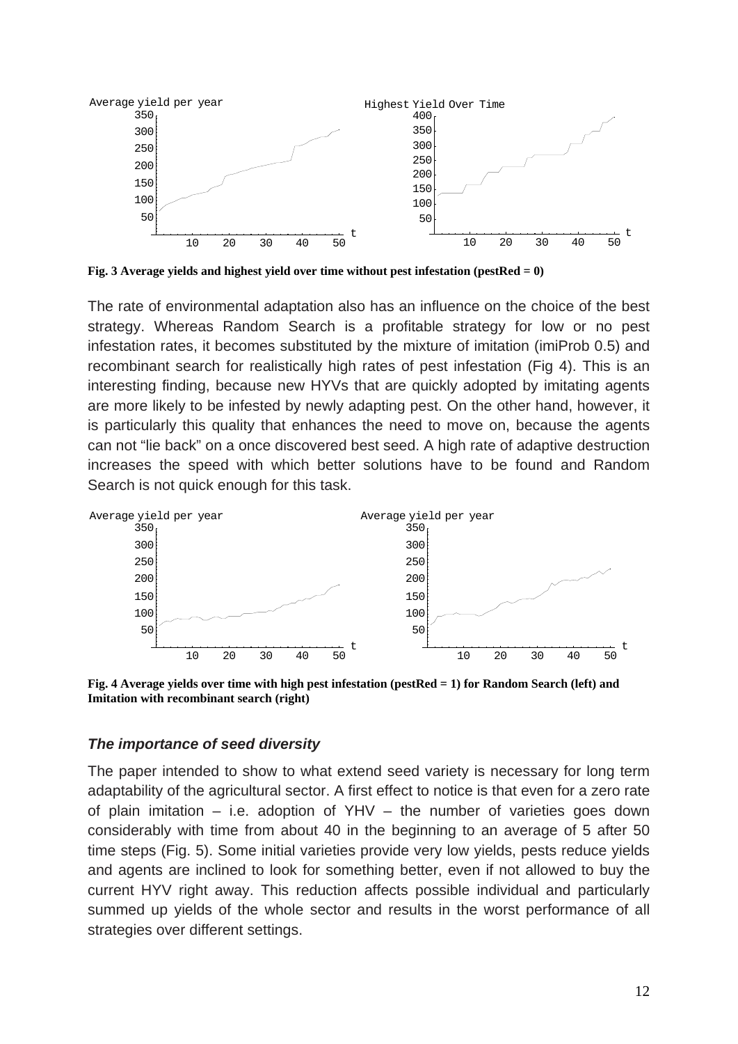**Fig. 3 Average yields and highest yield over time without pest infestation (pestRed = 0)**

The rate of environmental adaptation also has an influence on the choice of the best strategy. Whereas Random Search is a profitable strategy for low or no pest infestation rates, it becomes substituted by the mixture of imitation (imiProb 0.5) and recombinant search for realistically high rates of pest infestation (Fig 4). This is an interesting finding, because new HYVs that are quickly adopted by imitating agents are more likely to be infested by newly adapting pest. On the other hand, however, it is particularly this quality that enhances the need to move on, because the agents can not "lie back" on a once discovered best seed. A high rate of adaptive destruction increases the speed with which better solutions have to be found and Random Search is not quick enough for this task.

**Fig. 4 Average yields over time with high pest infestation (pestRed = 1) for Random Search (left) and Imitation with recombinant search (right)**

### *The importance of seed diversity*

The paper intended to show to what extend seed variety is necessary for long term adaptability of the agricultural sector. A first effect to notice is that even for a zero rate of plain imitation – i.e. adoption of YHV – the number of varieties goes down considerably with time from about 40 in the beginning to an average of 5 after 50 time steps (Fig. 5). Some initial varieties provide very low yields, pests reduce yields and agents are inclined to look for something better, even if not allowed to buy the current HYV right away. This reduction affects possible individual and particularly summed up yields of the whole sector and results in the worst performance of all strategies over different settings.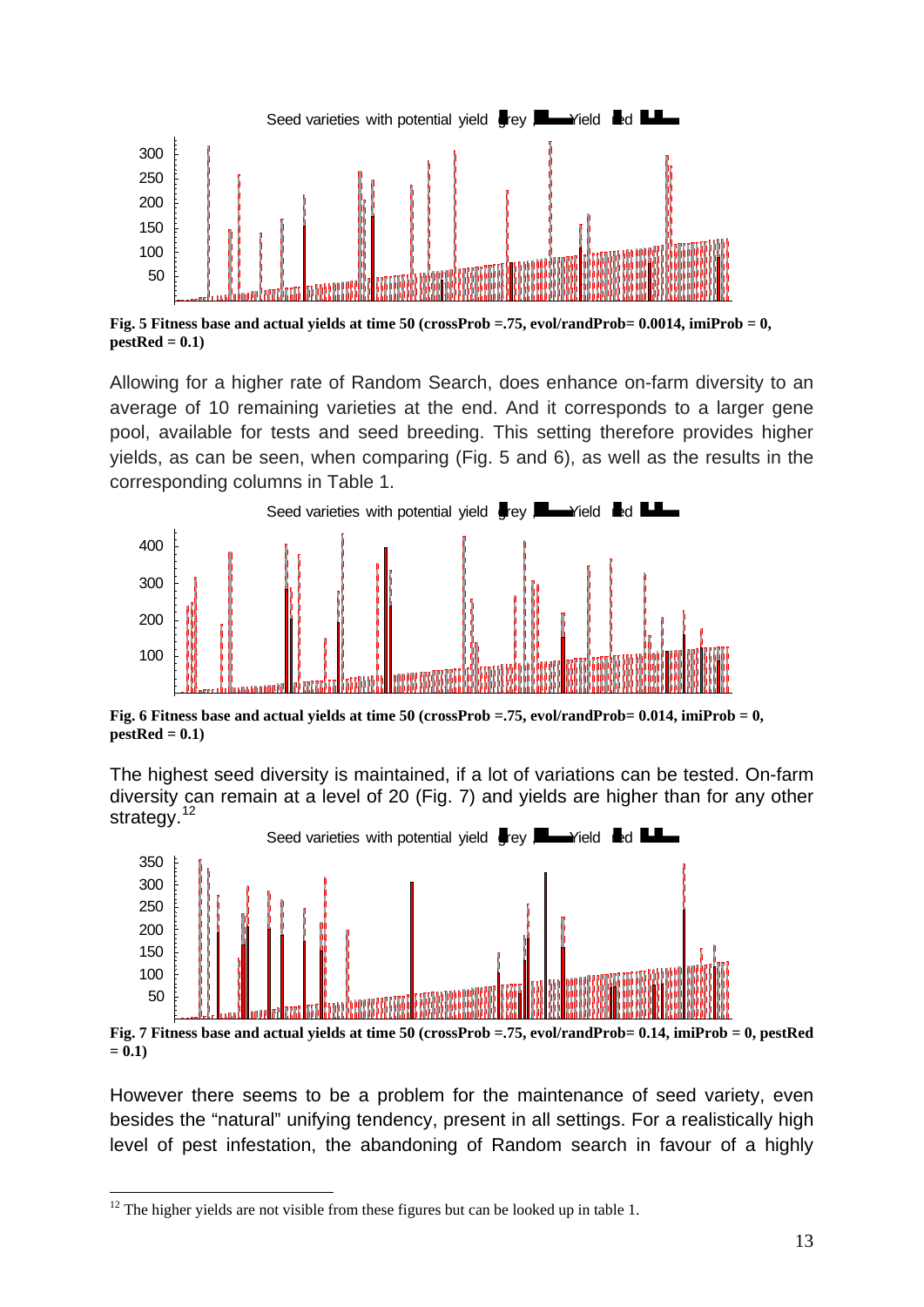Fig. 5 Fitness base and actual yields at time 50 (crossProb =.75, evol/randProb= 0.0014, imiProb = 0, pestRed = 0.1)

Allowing for a higher rate of Random Search, does enhance on-farm diversity to an average of 10 remaining varieties at the end. And it corresponds to a larger gene pool, available for tests and seed breeding. This setting therefore provides higher yields, as can be seen, when comparing (Fig. 5 and 6), as well as the results in the corresponding columns in Table 1.

Fig. 6 Fitness base and actual yields at time 50 (crossProb =.75, evol/randProb= 0.014, imiProb = 0, pestRed = 0.1)

The highest seed diversity is maintained, if a lot of variations can be tested. On-farm diversity can remain at a level of 20 (Fig. 7) and yields are higher than for any other strategy.[12]

Fig. 7 Fitness base and actual yields at time 50 (crossProb =.75, evol/randProb= 0.14, imiProb = 0, pestRed = 0.1)

However there seems to be a problem for the maintenance of seed variety, even besides the "natural" unifying tendency, present in all settings. For a realistically high level of pest infestation, the abandoning of Random search in favour of a highly

[12] The higher yields are not visible from these figures but can be looked up in table 1.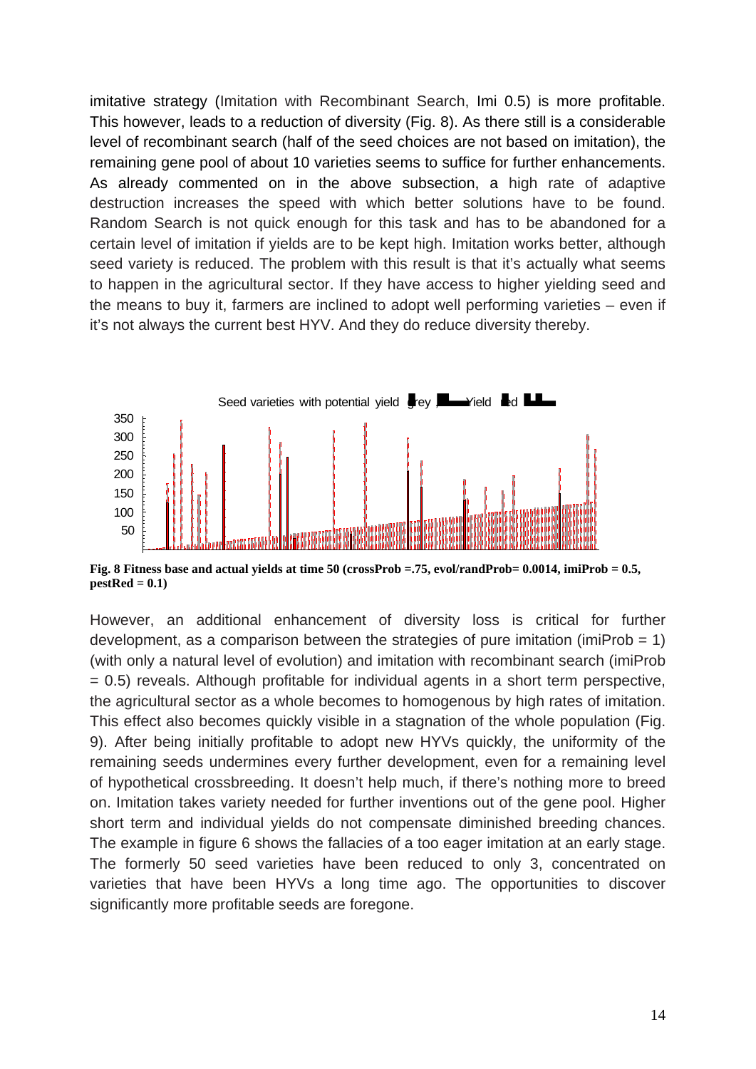imitative strategy (Imitation with Recombinant Search, Imi 0.5) is more profitable. This however, leads to a reduction of diversity (Fig. 8). As there still is a considerable level of recombinant search (half of the seed choices are not based on imitation), the remaining gene pool of about 10 varieties seems to suffice for further enhancements. As already commented on in the above subsection, a high rate of adaptive destruction increases the speed with which better solutions have to be found. Random Search is not quick enough for this task and has to be abandoned for a certain level of imitation if yields are to be kept high. Imitation works better, although seed variety is reduced. The problem with this result is that it's actually what seems to happen in the agricultural sector. If they have access to higher yielding seed and the means to buy it, farmers are inclined to adopt well performing varieties – even if it's not always the current best HYV. And they do reduce diversity thereby.

**Fig. 8 Fitness base and actual yields at time 50 (crossProb =.75, evol/randProb= 0.0014, imiProb = 0.5, pestRed = 0.1)**

However, an additional enhancement of diversity loss is critical for further development, as a comparison between the strategies of pure imitation (imiProb = 1) (with only a natural level of evolution) and imitation with recombinant search (imiProb = 0.5) reveals. Although profitable for individual agents in a short term perspective, the agricultural sector as a whole becomes to homogenous by high rates of imitation. This effect also becomes quickly visible in a stagnation of the whole population (Fig. 9). After being initially profitable to adopt new HYVs quickly, the uniformity of the remaining seeds undermines every further development, even for a remaining level of hypothetical crossbreeding. It doesn't help much, if there's nothing more to breed on. Imitation takes variety needed for further inventions out of the gene pool. Higher short term and individual yields do not compensate diminished breeding chances. The example in figure 6 shows the fallacies of a too eager imitation at an early stage. The formerly 50 seed varieties have been reduced to only 3, concentrated on varieties that have been HYVs a long time ago. The opportunities to discover significantly more profitable seeds are foregone.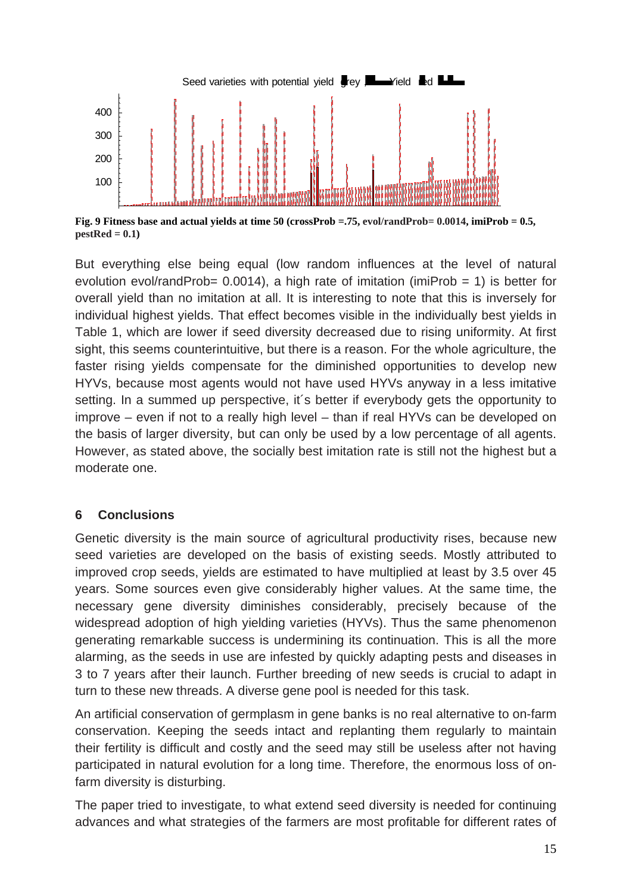**Fig. 9 Fitness base and actual yields at time 50 (crossProb =.75, evol/randProb= 0.0014, imiProb = 0.5, pestRed = 0.1)**

But everything else being equal (low random influences at the level of natural evolution evol/randProb= 0.0014), a high rate of imitation (imiProb = 1) is better for overall yield than no imitation at all. It is interesting to note that this is inversely for individual highest yields. That effect becomes visible in the individually best yields in Table 1, which are lower if seed diversity decreased due to rising uniformity. At first sight, this seems counterintuitive, but there is a reason. For the whole agriculture, the faster rising yields compensate for the diminished opportunities to develop new HYVs, because most agents would not have used HYVs anyway in a less imitative setting. In a summed up perspective, it´s better if everybody gets the opportunity to improve – even if not to a really high level – than if real HYVs can be developed on the basis of larger diversity, but can only be used by a low percentage of all agents. However, as stated above, the socially best imitation rate is still not the highest but a moderate one.

## 6 Conclusions

Genetic diversity is the main source of agricultural productivity rises, because new seed varieties are developed on the basis of existing seeds. Mostly attributed to improved crop seeds, yields are estimated to have multiplied at least by 3.5 over 45 years. Some sources even give considerably higher values. At the same time, the necessary gene diversity diminishes considerably, precisely because of the widespread adoption of high yielding varieties (HYVs). Thus the same phenomenon generating remarkable success is undermining its continuation. This is all the more alarming, as the seeds in use are infested by quickly adapting pests and diseases in 3 to 7 years after their launch. Further breeding of new seeds is crucial to adapt in turn to these new threads. A diverse gene pool is needed for this task.

An artificial conservation of germplasm in gene banks is no real alternative to on-farm conservation. Keeping the seeds intact and replanting them regularly to maintain their fertility is difficult and costly and the seed may still be useless after not having participated in natural evolution for a long time. Therefore, the enormous loss of on-farm diversity is disturbing.

The paper tried to investigate, to what extend seed diversity is needed for continuing advances and what strategies of the farmers are most profitable for different rates of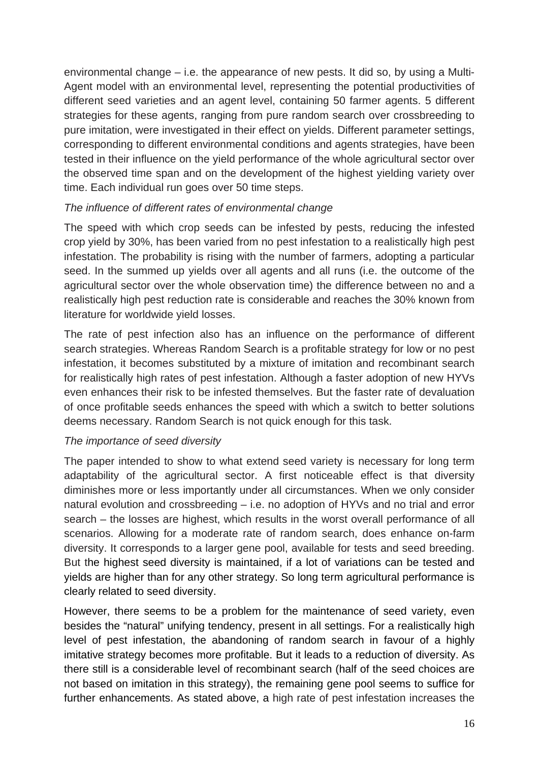environmental change – i.e. the appearance of new pests. It did so, by using a Multi-Agent model with an environmental level, representing the potential productivities of different seed varieties and an agent level, containing 50 farmer agents. 5 different strategies for these agents, ranging from pure random search over crossbreeding to pure imitation, were investigated in their effect on yields. Different parameter settings, corresponding to different environmental conditions and agents strategies, have been tested in their influence on the yield performance of the whole agricultural sector over the observed time span and on the development of the highest yielding variety over time. Each individual run goes over 50 time steps.

*The influence of different rates of environmental change*

The speed with which crop seeds can be infested by pests, reducing the infested crop yield by 30%, has been varied from no pest infestation to a realistically high pest infestation. The probability is rising with the number of farmers, adopting a particular seed. In the summed up yields over all agents and all runs (i.e. the outcome of the agricultural sector over the whole observation time) the difference between no and a realistically high pest reduction rate is considerable and reaches the 30% known from literature for worldwide yield losses.

The rate of pest infection also has an influence on the performance of different search strategies. Whereas Random Search is a profitable strategy for low or no pest infestation, it becomes substituted by a mixture of imitation and recombinant search for realistically high rates of pest infestation. Although a faster adoption of new HYVs even enhances their risk to be infested themselves. But the faster rate of devaluation of once profitable seeds enhances the speed with which a switch to better solutions deems necessary. Random Search is not quick enough for this task.

*The importance of seed diversity*

The paper intended to show to what extend seed variety is necessary for long term adaptability of the agricultural sector. A first noticeable effect is that diversity diminishes more or less importantly under all circumstances. When we only consider natural evolution and crossbreeding – i.e. no adoption of HYVs and no trial and error search – the losses are highest, which results in the worst overall performance of all scenarios. Allowing for a moderate rate of random search, does enhance on-farm diversity. It corresponds to a larger gene pool, available for tests and seed breeding. But the highest seed diversity is maintained, if a lot of variations can be tested and yields are higher than for any other strategy. So long term agricultural performance is clearly related to seed diversity.

However, there seems to be a problem for the maintenance of seed variety, even besides the "natural" unifying tendency, present in all settings. For a realistically high level of pest infestation, the abandoning of random search in favour of a highly imitative strategy becomes more profitable. But it leads to a reduction of diversity. As there still is a considerable level of recombinant search (half of the seed choices are not based on imitation in this strategy), the remaining gene pool seems to suffice for further enhancements. As stated above, a high rate of pest infestation increases the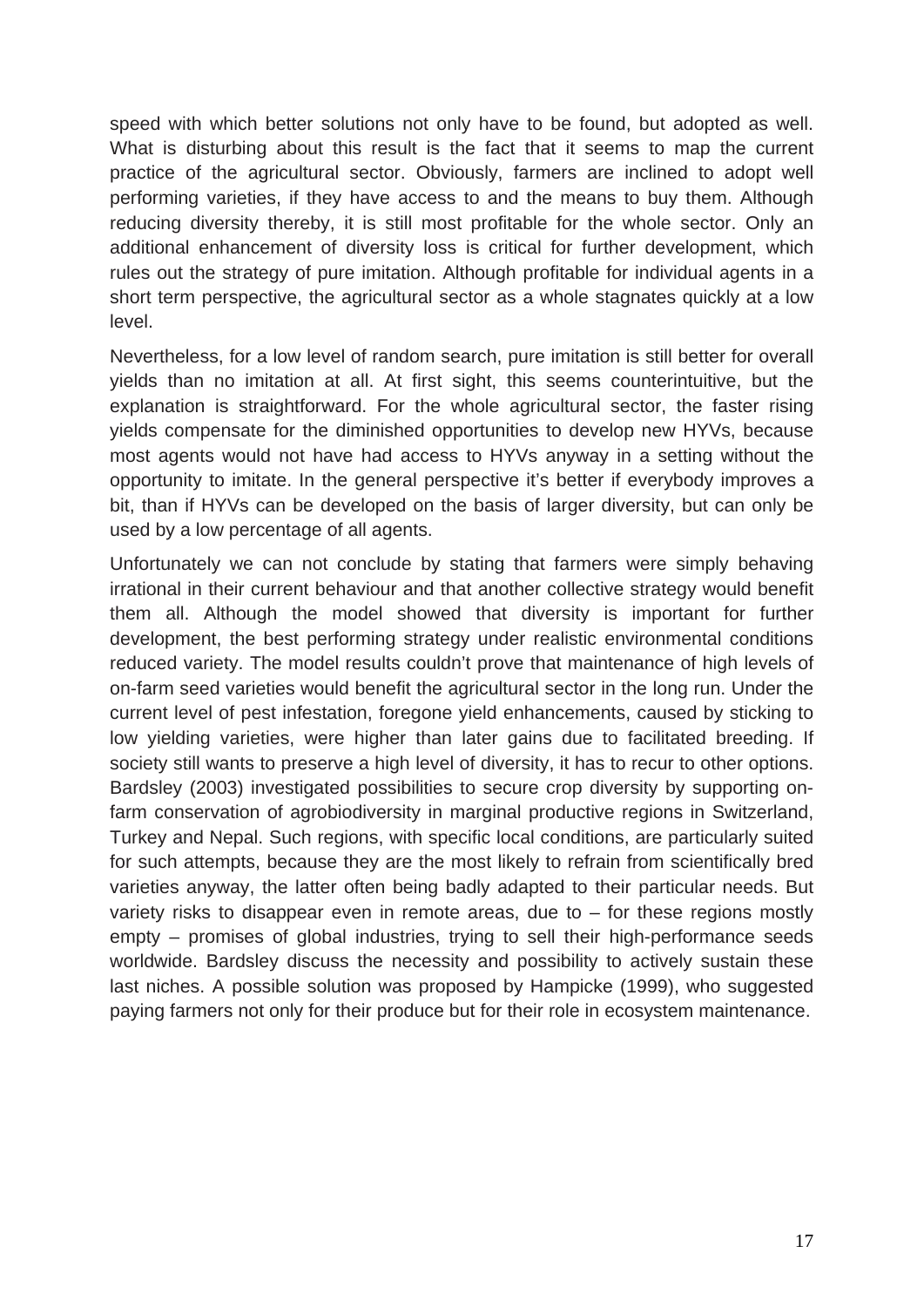speed with which better solutions not only have to be found, but adopted as well. What is disturbing about this result is the fact that it seems to map the current practice of the agricultural sector. Obviously, farmers are inclined to adopt well performing varieties, if they have access to and the means to buy them. Although reducing diversity thereby, it is still most profitable for the whole sector. Only an additional enhancement of diversity loss is critical for further development, which rules out the strategy of pure imitation. Although profitable for individual agents in a short term perspective, the agricultural sector as a whole stagnates quickly at a low level.

Nevertheless, for a low level of random search, pure imitation is still better for overall yields than no imitation at all. At first sight, this seems counterintuitive, but the explanation is straightforward. For the whole agricultural sector, the faster rising yields compensate for the diminished opportunities to develop new HYVs, because most agents would not have had access to HYVs anyway in a setting without the opportunity to imitate. In the general perspective it's better if everybody improves a bit, than if HYVs can be developed on the basis of larger diversity, but can only be used by a low percentage of all agents.

Unfortunately we can not conclude by stating that farmers were simply behaving irrational in their current behaviour and that another collective strategy would benefit them all. Although the model showed that diversity is important for further development, the best performing strategy under realistic environmental conditions reduced variety. The model results couldn't prove that maintenance of high levels of on-farm seed varieties would benefit the agricultural sector in the long run. Under the current level of pest infestation, foregone yield enhancements, caused by sticking to low yielding varieties, were higher than later gains due to facilitated breeding. If society still wants to preserve a high level of diversity, it has to recur to other options. Bardsley (2003) investigated possibilities to secure crop diversity by supporting on-farm conservation of agrobiodiversity in marginal productive regions in Switzerland, Turkey and Nepal. Such regions, with specific local conditions, are particularly suited for such attempts, because they are the most likely to refrain from scientifically bred varieties anyway, the latter often being badly adapted to their particular needs. But variety risks to disappear even in remote areas, due to – for these regions mostly empty – promises of global industries, trying to sell their high-performance seeds worldwide. Bardsley discuss the necessity and possibility to actively sustain these last niches. A possible solution was proposed by Hampicke (1999), who suggested paying farmers not only for their produce but for their role in ecosystem maintenance.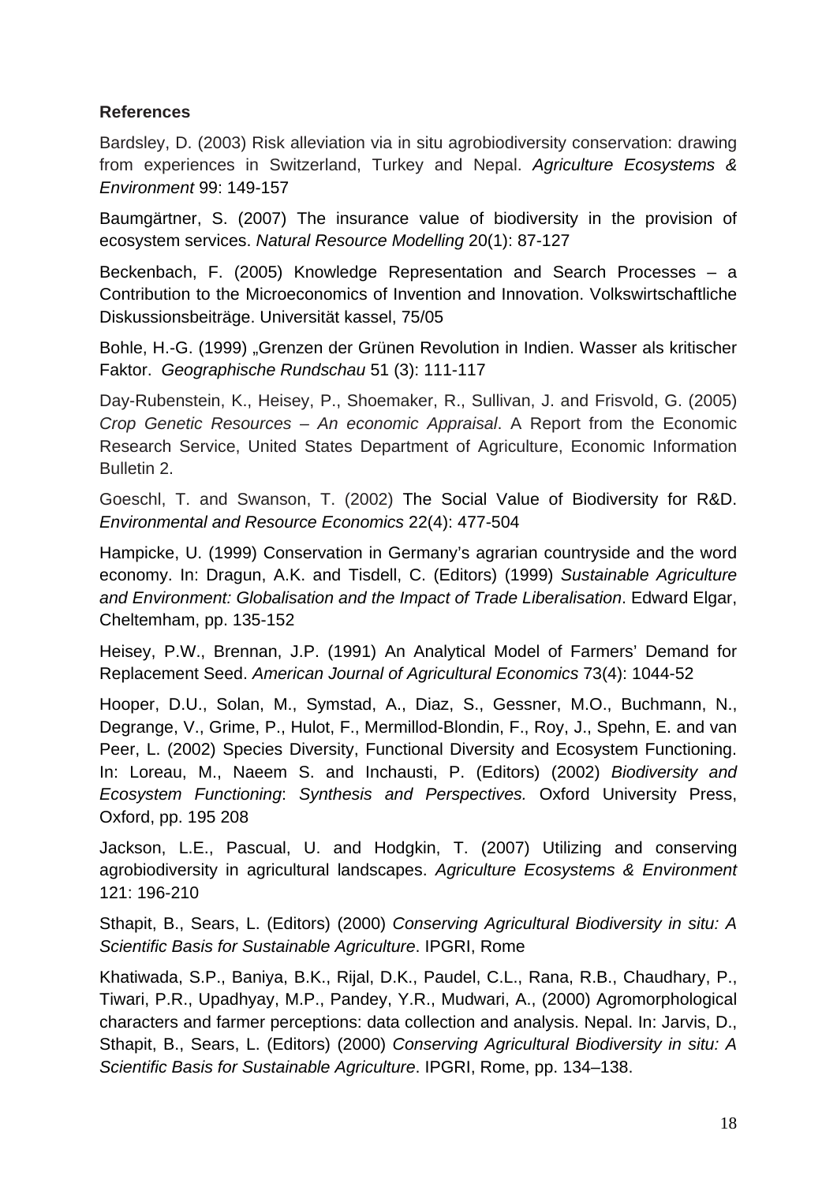**References**

Bardsley, D. (2003) Risk alleviation via in situ agrobiodiversity conservation: drawing from experiences in Switzerland, Turkey and Nepal. *Agriculture Ecosystems & Environment* 99: 149-157

Baumgärtner, S. (2007) The insurance value of biodiversity in the provision of ecosystem services. *Natural Resource Modelling* 20(1): 87-127

Beckenbach, F. (2005) Knowledge Representation and Search Processes – a Contribution to the Microeconomics of Invention and Innovation. Volkswirtschaftliche Diskussionsbeiträge. Universität kassel, 75/05

Bohle, H.-G. (1999) „Grenzen der Grünen Revolution in Indien. Wasser als kritischer Faktor. *Geographische Rundschau* 51 (3): 111-117

Day-Rubenstein, K., Heisey, P., Shoemaker, R., Sullivan, J. and Frisvold, G. (2005) *Crop Genetic Resources – An economic Appraisal*. A Report from the Economic Research Service, United States Department of Agriculture, Economic Information Bulletin 2.

Goeschl, T. and Swanson, T. (2002) The Social Value of Biodiversity for R&D. *Environmental and Resource Economics* 22(4): 477-504

Hampicke, U. (1999) Conservation in Germany's agrarian countryside and the word economy. In: Dragun, A.K. and Tisdell, C. (Editors) (1999) *Sustainable Agriculture and Environment: Globalisation and the Impact of Trade Liberalisation*. Edward Elgar, Cheltemham, pp. 135-152

Heisey, P.W., Brennan, J.P. (1991) An Analytical Model of Farmers' Demand for Replacement Seed. *American Journal of Agricultural Economics* 73(4): 1044-52

Hooper, D.U., Solan, M., Symstad, A., Diaz, S., Gessner, M.O., Buchmann, N., Degrange, V., Grime, P., Hulot, F., Mermillod-Blondin, F., Roy, J., Spehn, E. and van Peer, L. (2002) Species Diversity, Functional Diversity and Ecosystem Functioning. In: Loreau, M., Naeem S. and Inchausti, P. (Editors) (2002) *Biodiversity and Ecosystem Functioning*: *Synthesis and Perspectives.* Oxford University Press, Oxford, pp. 195 208

Jackson, L.E., Pascual, U. and Hodgkin, T. (2007) Utilizing and conserving agrobiodiversity in agricultural landscapes. *Agriculture Ecosystems & Environment* 121: 196-210

Sthapit, B., Sears, L. (Editors) (2000) *Conserving Agricultural Biodiversity in situ: A Scientific Basis for Sustainable Agriculture*. IPGRI, Rome

Khatiwada, S.P., Baniya, B.K., Rijal, D.K., Paudel, C.L., Rana, R.B., Chaudhary, P., Tiwari, P.R., Upadhyay, M.P., Pandey, Y.R., Mudwari, A., (2000) Agromorphological characters and farmer perceptions: data collection and analysis. Nepal. In: Jarvis, D., Sthapit, B., Sears, L. (Editors) (2000) *Conserving Agricultural Biodiversity in situ: A Scientific Basis for Sustainable Agriculture*. IPGRI, Rome, pp. 134–138.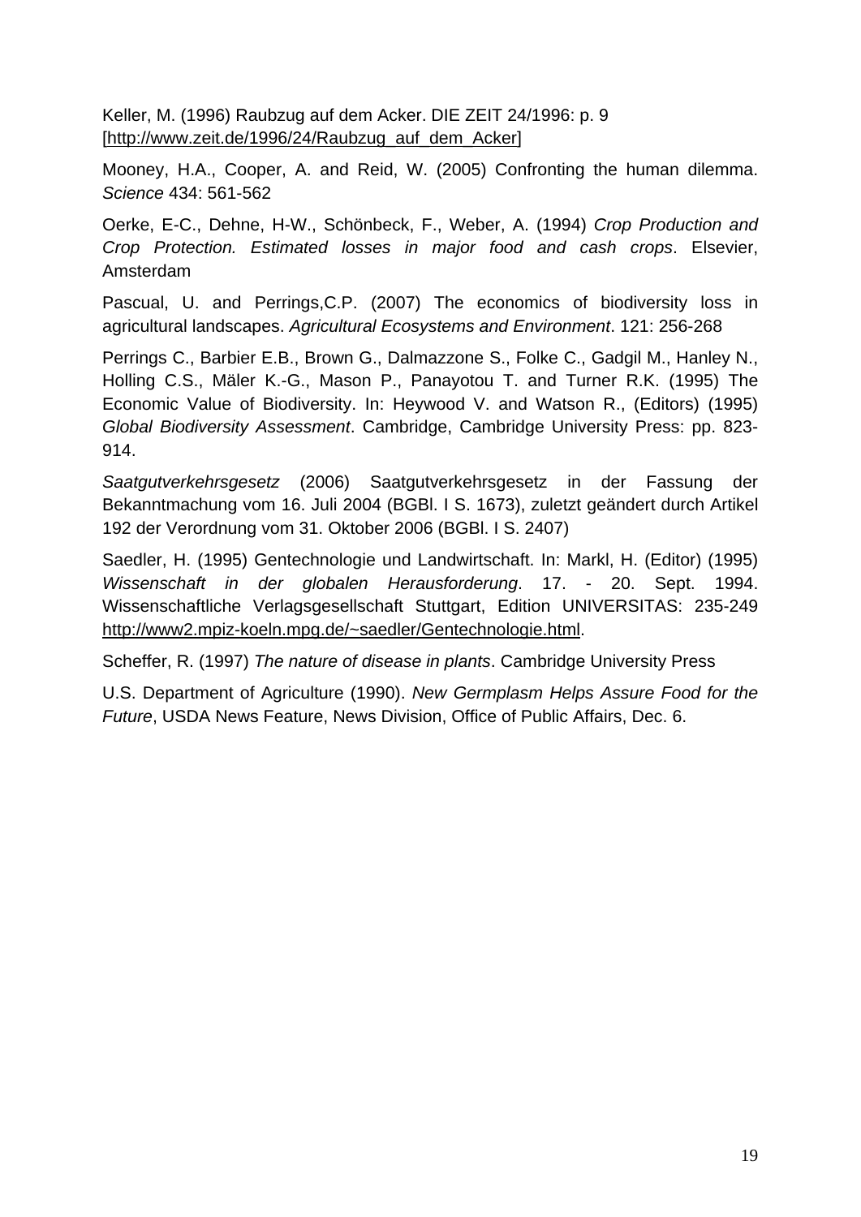Keller, M. (1996) Raubzug auf dem Acker. DIE ZEIT 24/1996: p. 9 [http://www.zeit.de/1996/24/Raubzug_auf_dem_Acker]

Mooney, H.A., Cooper, A. and Reid, W. (2005) Confronting the human dilemma. *Science* 434: 561-562

Oerke, E-C., Dehne, H-W., Schönbeck, F., Weber, A. (1994) *Crop Production and Crop Protection. Estimated losses in major food and cash crops*. Elsevier, Amsterdam

Pascual, U. and Perrings,C.P. (2007) The economics of biodiversity loss in agricultural landscapes. *Agricultural Ecosystems and Environment*. 121: 256-268

Perrings C., Barbier E.B., Brown G., Dalmazzone S., Folke C., Gadgil M., Hanley N., Holling C.S., Mäler K.-G., Mason P., Panayotou T. and Turner R.K. (1995) The Economic Value of Biodiversity. In: Heywood V. and Watson R., (Editors) (1995) *Global Biodiversity Assessment*. Cambridge, Cambridge University Press: pp. 823-914.

*Saatgutverkehrsgesetz* (2006) Saatgutverkehrsgesetz in der Fassung der Bekanntmachung vom 16. Juli 2004 (BGBl. I S. 1673), zuletzt geändert durch Artikel 192 der Verordnung vom 31. Oktober 2006 (BGBl. I S. 2407)

Saedler, H. (1995) Gentechnologie und Landwirtschaft. In: Markl, H. (Editor) (1995) *Wissenschaft in der globalen Herausforderung*. 17. - 20. Sept. 1994. Wissenschaftliche Verlagsgesellschaft Stuttgart, Edition UNIVERSITAS: 235-249 http://www2.mpiz-koeln.mpg.de/~saedler/Gentechnologie.html.

Scheffer, R. (1997) *The nature of disease in plants*. Cambridge University Press

U.S. Department of Agriculture (1990). *New Germplasm Helps Assure Food for the Future*, USDA News Feature, News Division, Office of Public Affairs, Dec. 6.